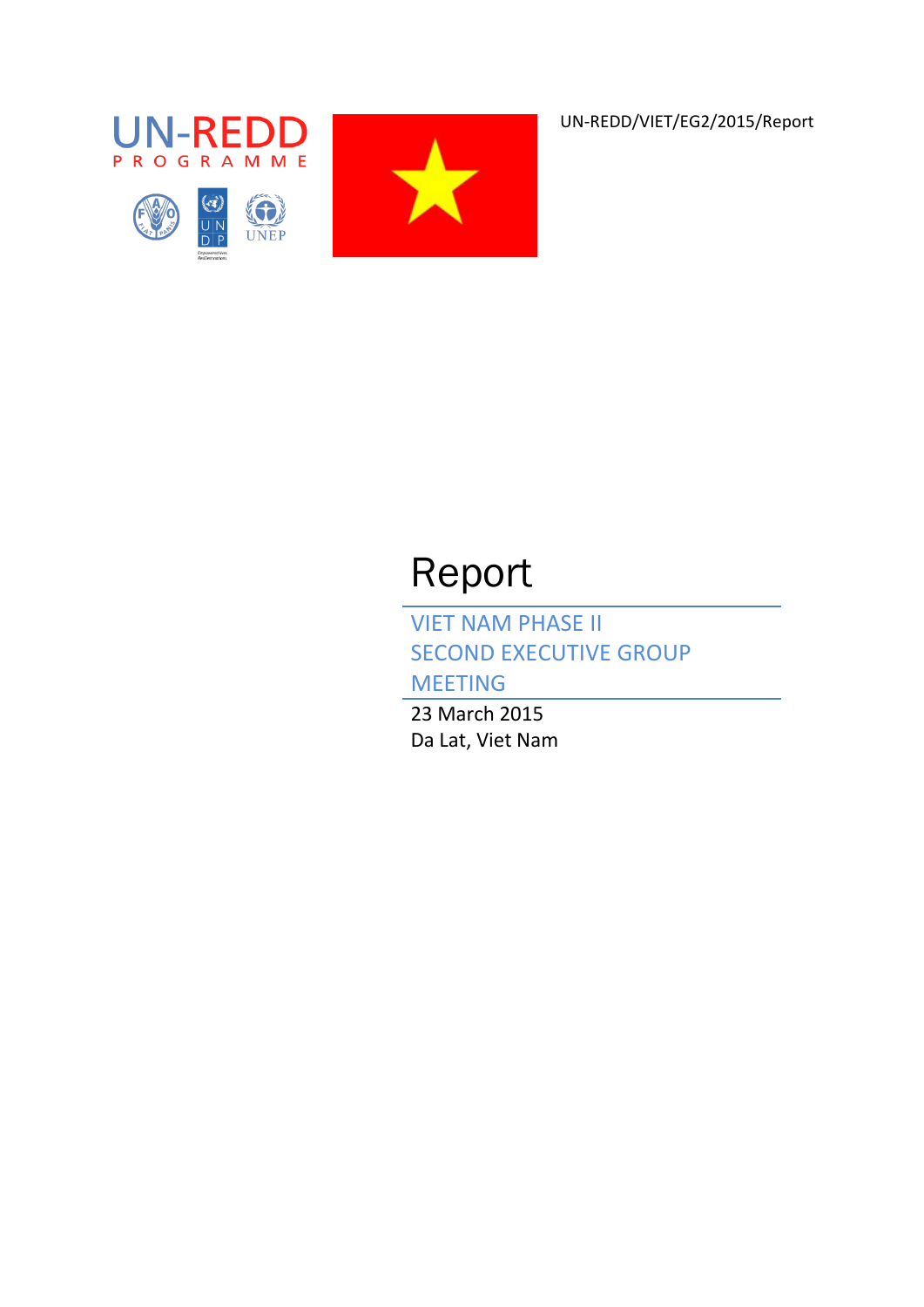UN-REDD/VIET/EG2/2015/Report

# Report

## VIET NAM PHASE II SECOND EXECUTIVE GROUP MEETING

23 March 2015

Da Lat, Viet Nam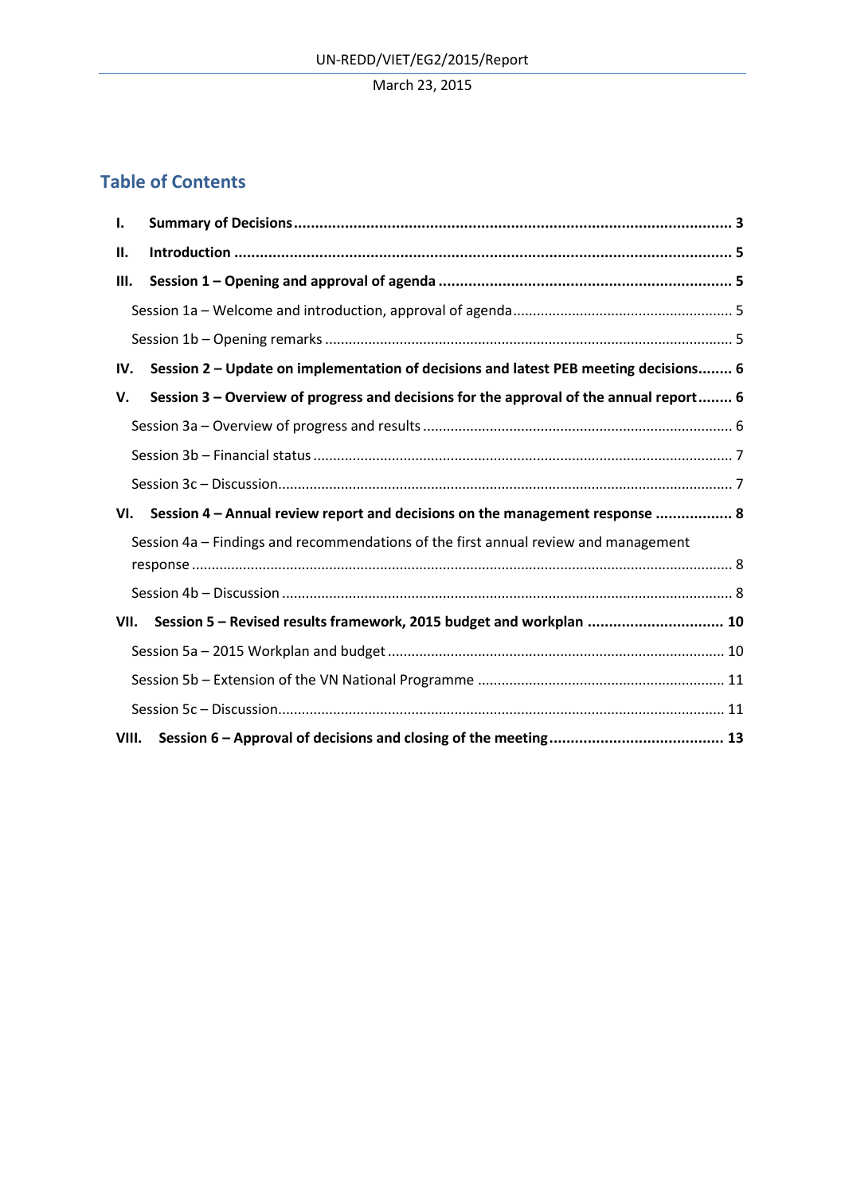## Table of Contents

- **I. Summary of Decisions** ..... **3**
- **II. Introduction** ..... **5**
- **III. Session 1 – Opening and approval of agenda** ..... **5**
  - Session 1a – Welcome and introduction, approval of agenda ..... 5
  - Session 1b – Opening remarks ..... 5
- **IV. Session 2 – Update on implementation of decisions and latest PEB meeting decisions** ..... **6**
- **V. Session 3 – Overview of progress and decisions for the approval of the annual report** ..... **6**
  - Session 3a – Overview of progress and results ..... 6
  - Session 3b – Financial status ..... 7
  - Session 3c – Discussion ..... 7
- **VI. Session 4 – Annual review report and decisions on the management response** ..... **8**
  - Session 4a – Findings and recommendations of the first annual review and management response ..... 8
  - Session 4b – Discussion ..... 8
- **VII. Session 5 – Revised results framework, 2015 budget and workplan** ..... **10**
  - Session 5a – 2015 Workplan and budget ..... 10
  - Session 5b – Extension of the VN National Programme ..... 11
  - Session 5c – Discussion ..... 11
- **VIII. Session 6 – Approval of decisions and closing of the meeting** ..... **13**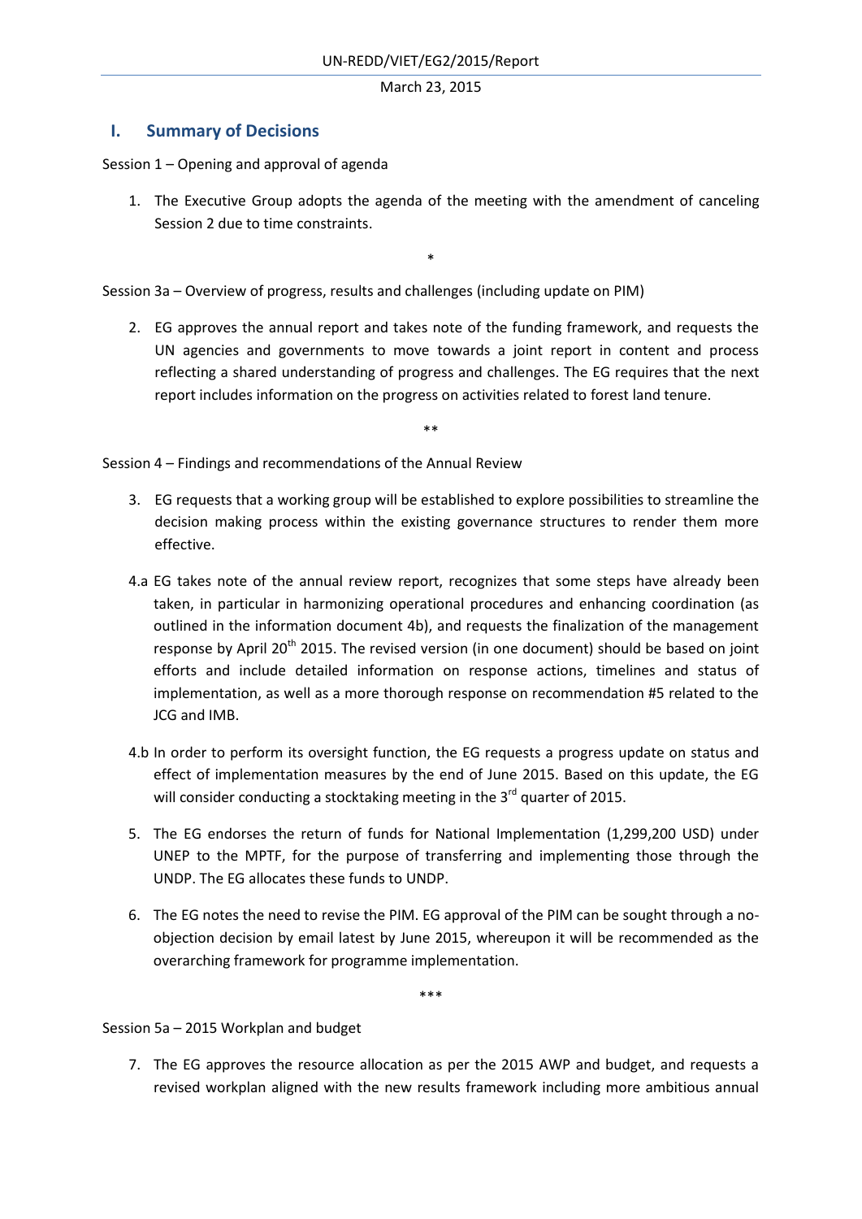## I. Summary of Decisions

Session 1 – Opening and approval of agenda

1. The Executive Group adopts the agenda of the meeting with the amendment of canceling Session 2 due to time constraints.

*

Session 3a – Overview of progress, results and challenges (including update on PIM)

2. EG approves the annual report and takes note of the funding framework, and requests the UN agencies and governments to move towards a joint report in content and process reflecting a shared understanding of progress and challenges. The EG requires that the next report includes information on the progress on activities related to forest land tenure.

**

Session 4 – Findings and recommendations of the Annual Review

3. EG requests that a working group will be established to explore possibilities to streamline the decision making process within the existing governance structures to render them more effective.

4.a EG takes note of the annual review report, recognizes that some steps have already been taken, in particular in harmonizing operational procedures and enhancing coordination (as outlined in the information document 4b), and requests the finalization of the management response by April 20th 2015. The revised version (in one document) should be based on joint efforts and include detailed information on response actions, timelines and status of implementation, as well as a more thorough response on recommendation #5 related to the JCG and IMB.

4.b In order to perform its oversight function, the EG requests a progress update on status and effect of implementation measures by the end of June 2015. Based on this update, the EG will consider conducting a stocktaking meeting in the 3rd quarter of 2015.

5. The EG endorses the return of funds for National Implementation (1,299,200 USD) under UNEP to the MPTF, for the purpose of transferring and implementing those through the UNDP. The EG allocates these funds to UNDP.

6. The EG notes the need to revise the PIM. EG approval of the PIM can be sought through a no-objection decision by email latest by June 2015, whereupon it will be recommended as the overarching framework for programme implementation.

***

Session 5a – 2015 Workplan and budget

7. The EG approves the resource allocation as per the 2015 AWP and budget, and requests a revised workplan aligned with the new results framework including more ambitious annual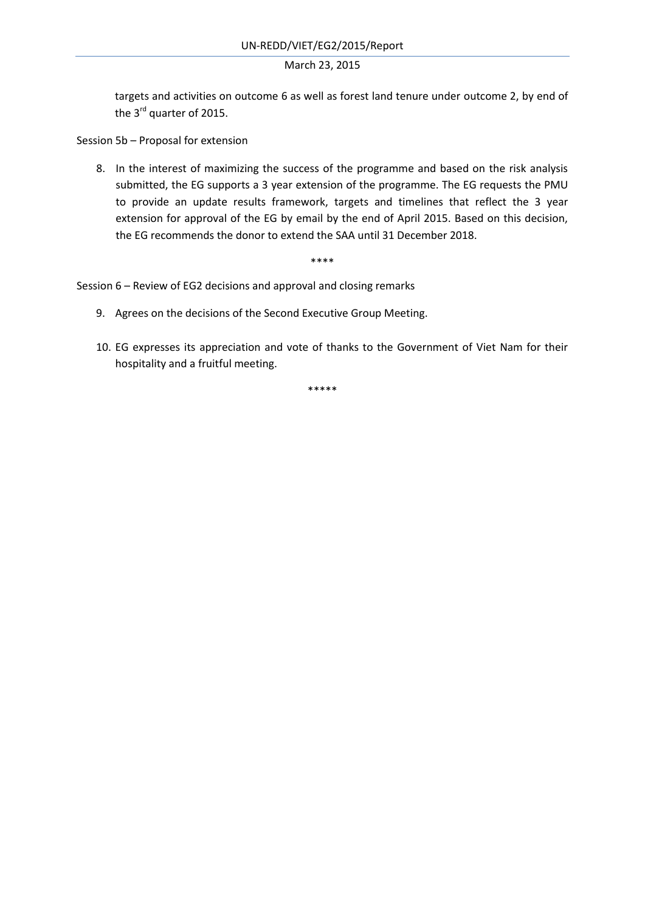targets and activities on outcome 6 as well as forest land tenure under outcome 2, by end of the 3rd quarter of 2015.

Session 5b – Proposal for extension

8. In the interest of maximizing the success of the programme and based on the risk analysis submitted, the EG supports a 3 year extension of the programme. The EG requests the PMU to provide an update results framework, targets and timelines that reflect the 3 year extension for approval of the EG by email by the end of April 2015. Based on this decision, the EG recommends the donor to extend the SAA until 31 December 2018.

\*\*\*\*

Session 6 – Review of EG2 decisions and approval and closing remarks

9. Agrees on the decisions of the Second Executive Group Meeting.

10. EG expresses its appreciation and vote of thanks to the Government of Viet Nam for their hospitality and a fruitful meeting.

\*\*\*\*\*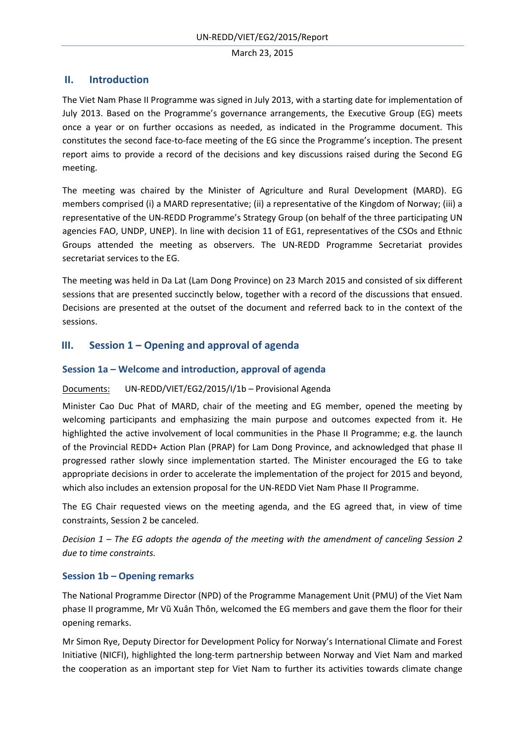## II. Introduction

The Viet Nam Phase II Programme was signed in July 2013, with a starting date for implementation of July 2013. Based on the Programme's governance arrangements, the Executive Group (EG) meets once a year or on further occasions as needed, as indicated in the Programme document. This constitutes the second face-to-face meeting of the EG since the Programme's inception. The present report aims to provide a record of the decisions and key discussions raised during the Second EG meeting.

The meeting was chaired by the Minister of Agriculture and Rural Development (MARD). EG members comprised (i) a MARD representative; (ii) a representative of the Kingdom of Norway; (iii) a representative of the UN-REDD Programme's Strategy Group (on behalf of the three participating UN agencies FAO, UNDP, UNEP). In line with decision 11 of EG1, representatives of the CSOs and Ethnic Groups attended the meeting as observers. The UN-REDD Programme Secretariat provides secretariat services to the EG.

The meeting was held in Da Lat (Lam Dong Province) on 23 March 2015 and consisted of six different sessions that are presented succinctly below, together with a record of the discussions that ensued. Decisions are presented at the outset of the document and referred back to in the context of the sessions.

## III. Session 1 – Opening and approval of agenda

### Session 1a – Welcome and introduction, approval of agenda

Documents: UN-REDD/VIET/EG2/2015/I/1b – Provisional Agenda

Minister Cao Duc Phat of MARD, chair of the meeting and EG member, opened the meeting by welcoming participants and emphasizing the main purpose and outcomes expected from it. He highlighted the active involvement of local communities in the Phase II Programme; e.g. the launch of the Provincial REDD+ Action Plan (PRAP) for Lam Dong Province, and acknowledged that phase II progressed rather slowly since implementation started. The Minister encouraged the EG to take appropriate decisions in order to accelerate the implementation of the project for 2015 and beyond, which also includes an extension proposal for the UN-REDD Viet Nam Phase II Programme.

The EG Chair requested views on the meeting agenda, and the EG agreed that, in view of time constraints, Session 2 be canceled.

*Decision 1 – The EG adopts the agenda of the meeting with the amendment of canceling Session 2 due to time constraints.*

### Session 1b – Opening remarks

The National Programme Director (NPD) of the Programme Management Unit (PMU) of the Viet Nam phase II programme, Mr Vũ Xuân Thôn, welcomed the EG members and gave them the floor for their opening remarks.

Mr Simon Rye, Deputy Director for Development Policy for Norway's International Climate and Forest Initiative (NICFI), highlighted the long-term partnership between Norway and Viet Nam and marked the cooperation as an important step for Viet Nam to further its activities towards climate change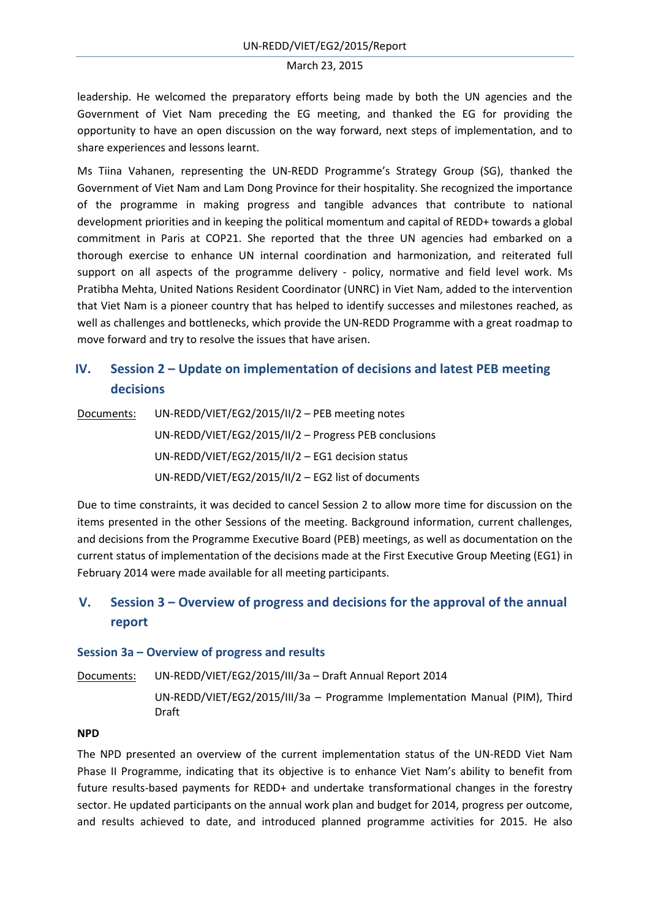leadership. He welcomed the preparatory efforts being made by both the UN agencies and the Government of Viet Nam preceding the EG meeting, and thanked the EG for providing the opportunity to have an open discussion on the way forward, next steps of implementation, and to share experiences and lessons learnt.

Ms Tiina Vahanen, representing the UN-REDD Programme's Strategy Group (SG), thanked the Government of Viet Nam and Lam Dong Province for their hospitality. She recognized the importance of the programme in making progress and tangible advances that contribute to national development priorities and in keeping the political momentum and capital of REDD+ towards a global commitment in Paris at COP21. She reported that the three UN agencies had embarked on a thorough exercise to enhance UN internal coordination and harmonization, and reiterated full support on all aspects of the programme delivery - policy, normative and field level work. Ms Pratibha Mehta, United Nations Resident Coordinator (UNRC) in Viet Nam, added to the intervention that Viet Nam is a pioneer country that has helped to identify successes and milestones reached, as well as challenges and bottlenecks, which provide the UN-REDD Programme with a great roadmap to move forward and try to resolve the issues that have arisen.

## IV. Session 2 – Update on implementation of decisions and latest PEB meeting decisions

Documents:
- UN-REDD/VIET/EG2/2015/II/2 – PEB meeting notes
- UN-REDD/VIET/EG2/2015/II/2 – Progress PEB conclusions
- UN-REDD/VIET/EG2/2015/II/2 – EG1 decision status
- UN-REDD/VIET/EG2/2015/II/2 – EG2 list of documents

Due to time constraints, it was decided to cancel Session 2 to allow more time for discussion on the items presented in the other Sessions of the meeting. Background information, current challenges, and decisions from the Programme Executive Board (PEB) meetings, as well as documentation on the current status of implementation of the decisions made at the First Executive Group Meeting (EG1) in February 2014 were made available for all meeting participants.

## V. Session 3 – Overview of progress and decisions for the approval of the annual report

### Session 3a – Overview of progress and results

Documents:
- UN-REDD/VIET/EG2/2015/III/3a – Draft Annual Report 2014
- UN-REDD/VIET/EG2/2015/III/3a – Programme Implementation Manual (PIM), Third Draft

**NPD**

The NPD presented an overview of the current implementation status of the UN-REDD Viet Nam Phase II Programme, indicating that its objective is to enhance Viet Nam's ability to benefit from future results-based payments for REDD+ and undertake transformational changes in the forestry sector. He updated participants on the annual work plan and budget for 2014, progress per outcome, and results achieved to date, and introduced planned programme activities for 2015. He also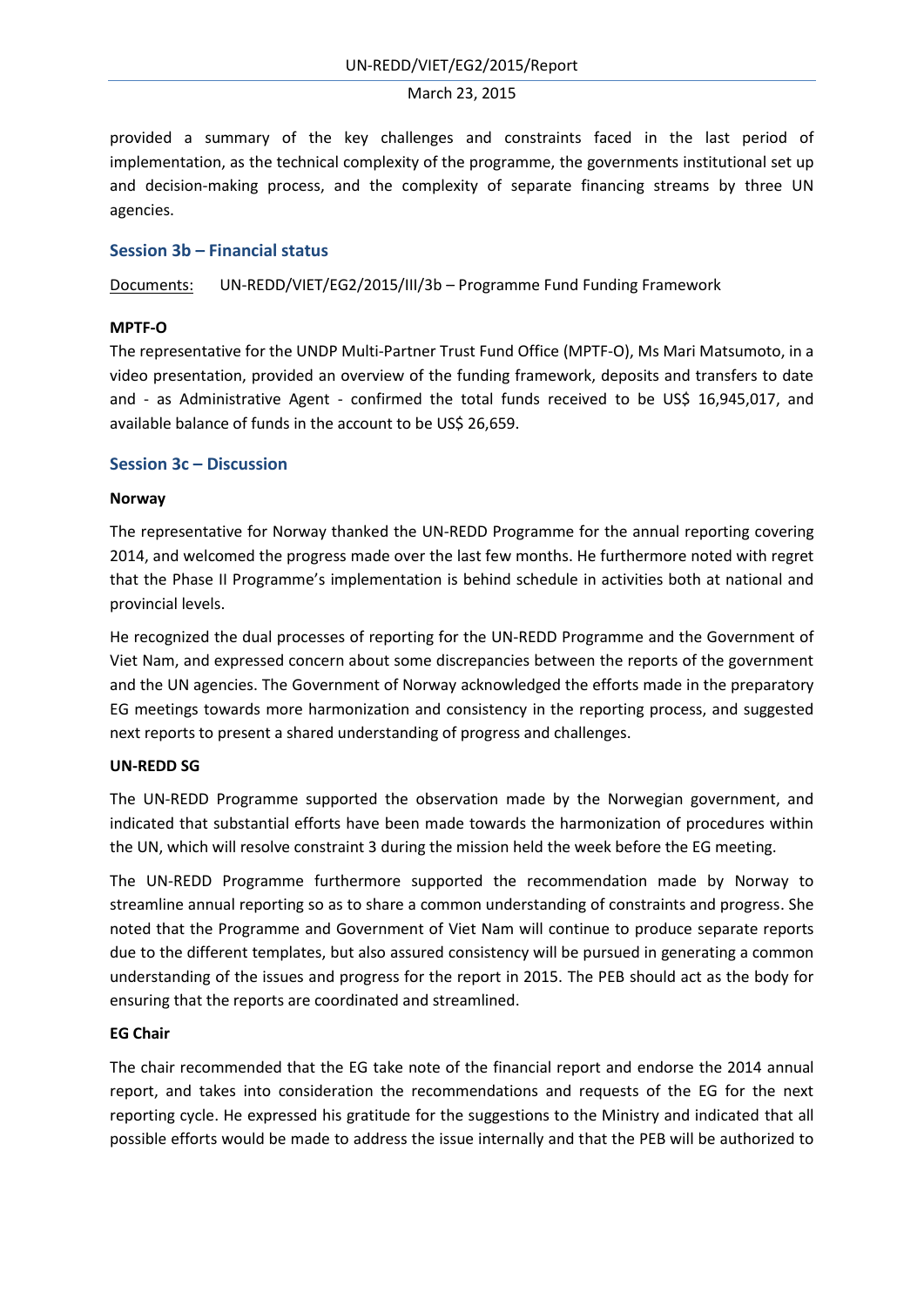provided a summary of the key challenges and constraints faced in the last period of implementation, as the technical complexity of the programme, the governments institutional set up and decision-making process, and the complexity of separate financing streams by three UN agencies.

### Session 3b – Financial status

Documents: UN-REDD/VIET/EG2/2015/III/3b – Programme Fund Funding Framework

**MPTF-O**

The representative for the UNDP Multi-Partner Trust Fund Office (MPTF-O), Ms Mari Matsumoto, in a video presentation, provided an overview of the funding framework, deposits and transfers to date and - as Administrative Agent - confirmed the total funds received to be US$ 16,945,017, and available balance of funds in the account to be US$ 26,659.

### Session 3c – Discussion

**Norway**

The representative for Norway thanked the UN-REDD Programme for the annual reporting covering 2014, and welcomed the progress made over the last few months. He furthermore noted with regret that the Phase II Programme's implementation is behind schedule in activities both at national and provincial levels.

He recognized the dual processes of reporting for the UN-REDD Programme and the Government of Viet Nam, and expressed concern about some discrepancies between the reports of the government and the UN agencies. The Government of Norway acknowledged the efforts made in the preparatory EG meetings towards more harmonization and consistency in the reporting process, and suggested next reports to present a shared understanding of progress and challenges.

**UN-REDD SG**

The UN-REDD Programme supported the observation made by the Norwegian government, and indicated that substantial efforts have been made towards the harmonization of procedures within the UN, which will resolve constraint 3 during the mission held the week before the EG meeting.

The UN-REDD Programme furthermore supported the recommendation made by Norway to streamline annual reporting so as to share a common understanding of constraints and progress. She noted that the Programme and Government of Viet Nam will continue to produce separate reports due to the different templates, but also assured consistency will be pursued in generating a common understanding of the issues and progress for the report in 2015. The PEB should act as the body for ensuring that the reports are coordinated and streamlined.

**EG Chair**

The chair recommended that the EG take note of the financial report and endorse the 2014 annual report, and takes into consideration the recommendations and requests of the EG for the next reporting cycle. He expressed his gratitude for the suggestions to the Ministry and indicated that all possible efforts would be made to address the issue internally and that the PEB will be authorized to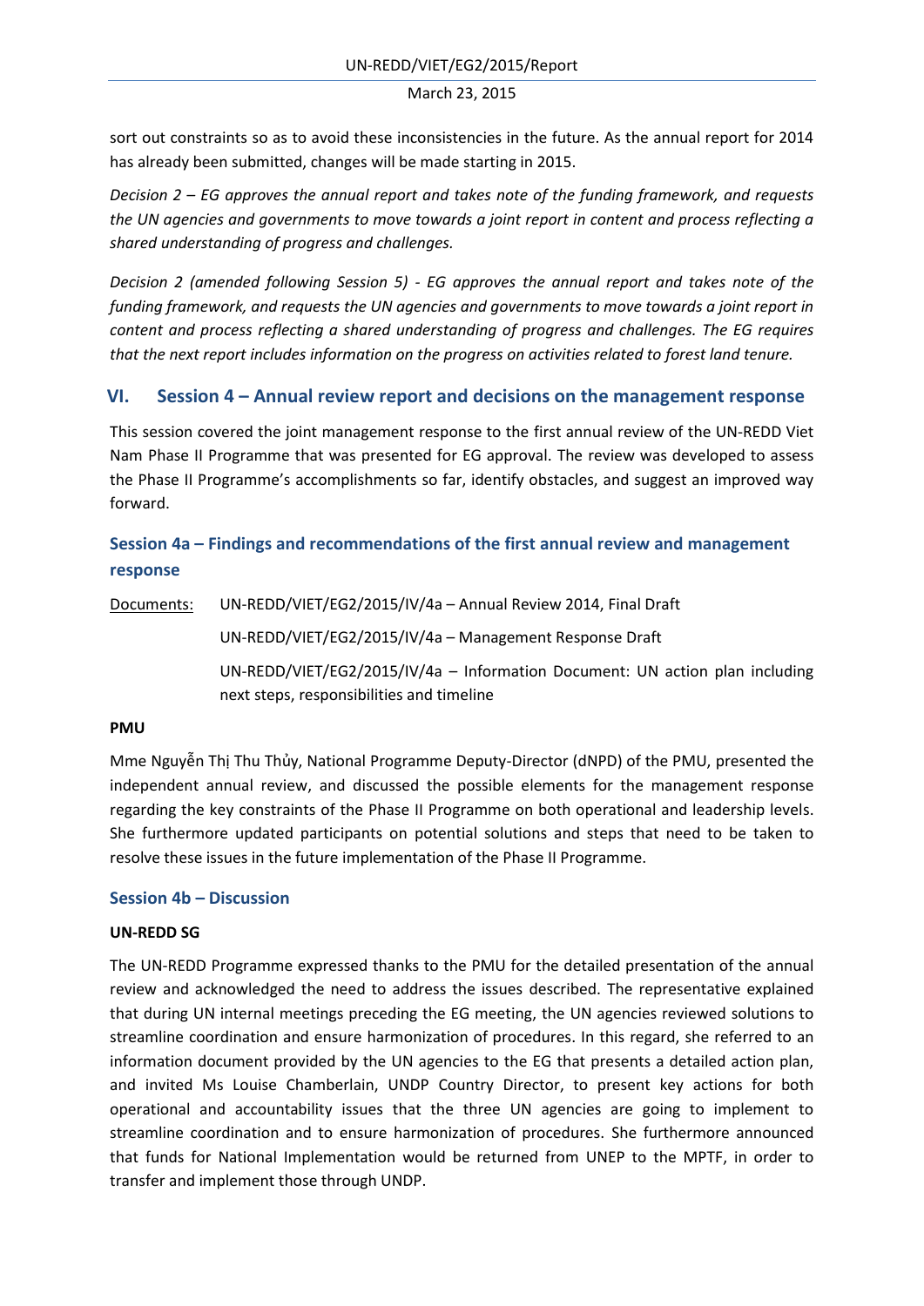sort out constraints so as to avoid these inconsistencies in the future. As the annual report for 2014 has already been submitted, changes will be made starting in 2015.

*Decision 2 – EG approves the annual report and takes note of the funding framework, and requests the UN agencies and governments to move towards a joint report in content and process reflecting a shared understanding of progress and challenges.*

*Decision 2 (amended following Session 5) - EG approves the annual report and takes note of the funding framework, and requests the UN agencies and governments to move towards a joint report in content and process reflecting a shared understanding of progress and challenges. The EG requires that the next report includes information on the progress on activities related to forest land tenure.*

## VI. Session 4 – Annual review report and decisions on the management response

This session covered the joint management response to the first annual review of the UN-REDD Viet Nam Phase II Programme that was presented for EG approval. The review was developed to assess the Phase II Programme's accomplishments so far, identify obstacles, and suggest an improved way forward.

### Session 4a – Findings and recommendations of the first annual review and management response

<u>Documents:</u> UN-REDD/VIET/EG2/2015/IV/4a – Annual Review 2014, Final Draft

UN-REDD/VIET/EG2/2015/IV/4a – Management Response Draft

UN-REDD/VIET/EG2/2015/IV/4a – Information Document: UN action plan including next steps, responsibilities and timeline

**PMU**

Mme Nguyễn Thị Thu Thủy, National Programme Deputy-Director (dNPD) of the PMU, presented the independent annual review, and discussed the possible elements for the management response regarding the key constraints of the Phase II Programme on both operational and leadership levels. She furthermore updated participants on potential solutions and steps that need to be taken to resolve these issues in the future implementation of the Phase II Programme.

### Session 4b – Discussion

**UN-REDD SG**

The UN-REDD Programme expressed thanks to the PMU for the detailed presentation of the annual review and acknowledged the need to address the issues described. The representative explained that during UN internal meetings preceding the EG meeting, the UN agencies reviewed solutions to streamline coordination and ensure harmonization of procedures. In this regard, she referred to an information document provided by the UN agencies to the EG that presents a detailed action plan, and invited Ms Louise Chamberlain, UNDP Country Director, to present key actions for both operational and accountability issues that the three UN agencies are going to implement to streamline coordination and to ensure harmonization of procedures. She furthermore announced that funds for National Implementation would be returned from UNEP to the MPTF, in order to transfer and implement those through UNDP.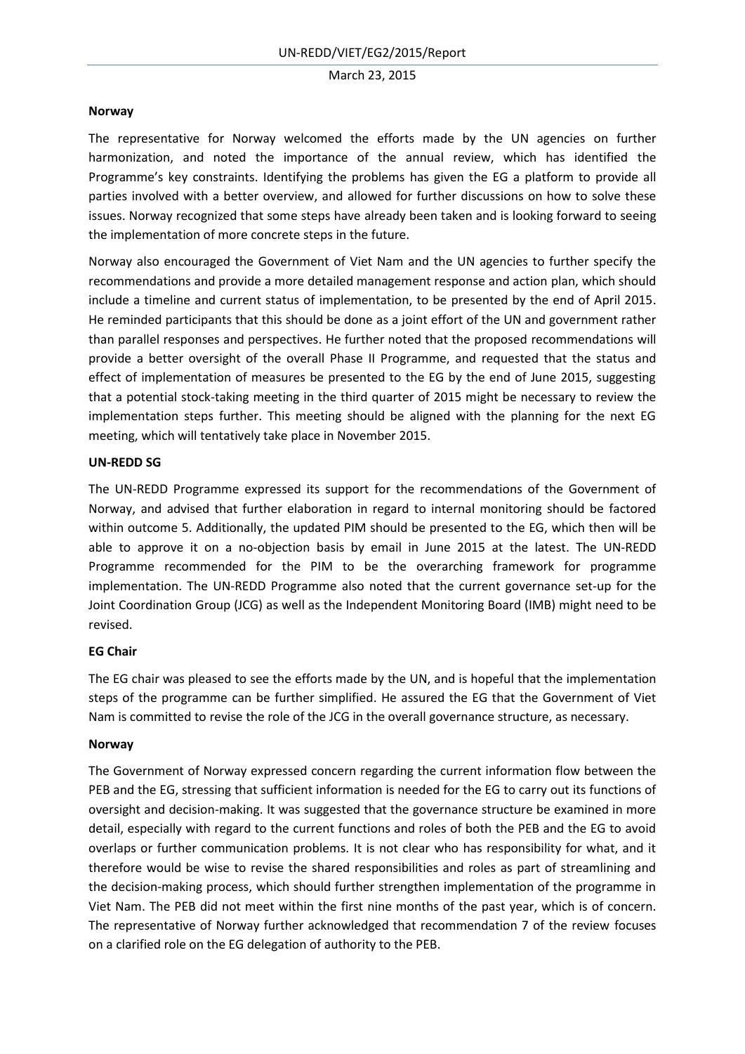**Norway**

The representative for Norway welcomed the efforts made by the UN agencies on further harmonization, and noted the importance of the annual review, which has identified the Programme's key constraints. Identifying the problems has given the EG a platform to provide all parties involved with a better overview, and allowed for further discussions on how to solve these issues. Norway recognized that some steps have already been taken and is looking forward to seeing the implementation of more concrete steps in the future.

Norway also encouraged the Government of Viet Nam and the UN agencies to further specify the recommendations and provide a more detailed management response and action plan, which should include a timeline and current status of implementation, to be presented by the end of April 2015. He reminded participants that this should be done as a joint effort of the UN and government rather than parallel responses and perspectives. He further noted that the proposed recommendations will provide a better oversight of the overall Phase II Programme, and requested that the status and effect of implementation of measures be presented to the EG by the end of June 2015, suggesting that a potential stock-taking meeting in the third quarter of 2015 might be necessary to review the implementation steps further. This meeting should be aligned with the planning for the next EG meeting, which will tentatively take place in November 2015.

**UN-REDD SG**

The UN-REDD Programme expressed its support for the recommendations of the Government of Norway, and advised that further elaboration in regard to internal monitoring should be factored within outcome 5. Additionally, the updated PIM should be presented to the EG, which then will be able to approve it on a no-objection basis by email in June 2015 at the latest. The UN-REDD Programme recommended for the PIM to be the overarching framework for programme implementation. The UN-REDD Programme also noted that the current governance set-up for the Joint Coordination Group (JCG) as well as the Independent Monitoring Board (IMB) might need to be revised.

**EG Chair**

The EG chair was pleased to see the efforts made by the UN, and is hopeful that the implementation steps of the programme can be further simplified. He assured the EG that the Government of Viet Nam is committed to revise the role of the JCG in the overall governance structure, as necessary.

**Norway**

The Government of Norway expressed concern regarding the current information flow between the PEB and the EG, stressing that sufficient information is needed for the EG to carry out its functions of oversight and decision-making. It was suggested that the governance structure be examined in more detail, especially with regard to the current functions and roles of both the PEB and the EG to avoid overlaps or further communication problems. It is not clear who has responsibility for what, and it therefore would be wise to revise the shared responsibilities and roles as part of streamlining and the decision-making process, which should further strengthen implementation of the programme in Viet Nam. The PEB did not meet within the first nine months of the past year, which is of concern. The representative of Norway further acknowledged that recommendation 7 of the review focuses on a clarified role on the EG delegation of authority to the PEB.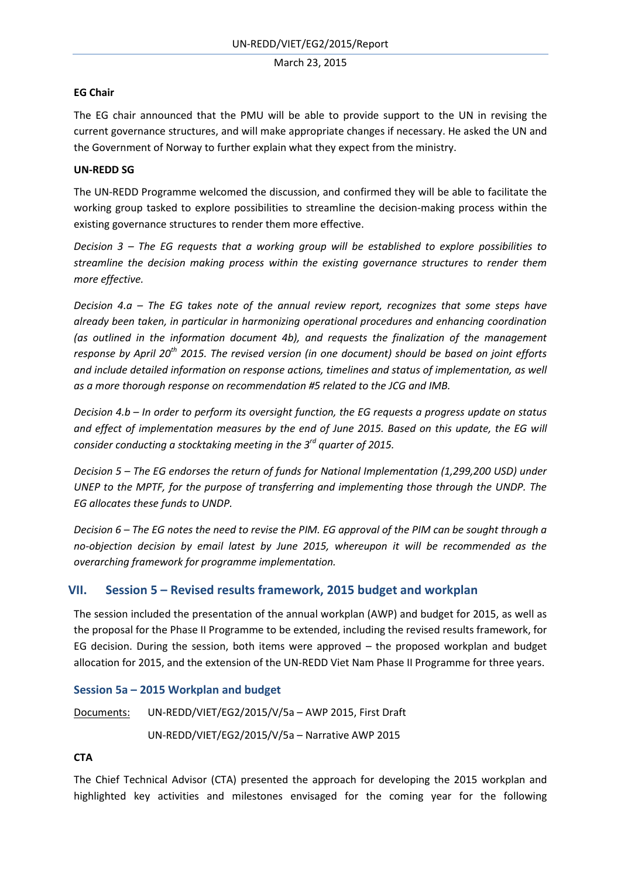**EG Chair**

The EG chair announced that the PMU will be able to provide support to the UN in revising the current governance structures, and will make appropriate changes if necessary. He asked the UN and the Government of Norway to further explain what they expect from the ministry.

**UN-REDD SG**

The UN-REDD Programme welcomed the discussion, and confirmed they will be able to facilitate the working group tasked to explore possibilities to streamline the decision-making process within the existing governance structures to render them more effective.

*Decision 3 – The EG requests that a working group will be established to explore possibilities to streamline the decision making process within the existing governance structures to render them more effective.*

*Decision 4.a – The EG takes note of the annual review report, recognizes that some steps have already been taken, in particular in harmonizing operational procedures and enhancing coordination (as outlined in the information document 4b), and requests the finalization of the management response by April 20th 2015. The revised version (in one document) should be based on joint efforts and include detailed information on response actions, timelines and status of implementation, as well as a more thorough response on recommendation #5 related to the JCG and IMB.*

*Decision 4.b – In order to perform its oversight function, the EG requests a progress update on status and effect of implementation measures by the end of June 2015. Based on this update, the EG will consider conducting a stocktaking meeting in the 3rd quarter of 2015.*

*Decision 5 – The EG endorses the return of funds for National Implementation (1,299,200 USD) under UNEP to the MPTF, for the purpose of transferring and implementing those through the UNDP. The EG allocates these funds to UNDP.*

*Decision 6 – The EG notes the need to revise the PIM. EG approval of the PIM can be sought through a no-objection decision by email latest by June 2015, whereupon it will be recommended as the overarching framework for programme implementation.*

## VII. Session 5 – Revised results framework, 2015 budget and workplan

The session included the presentation of the annual workplan (AWP) and budget for 2015, as well as the proposal for the Phase II Programme to be extended, including the revised results framework, for EG decision. During the session, both items were approved – the proposed workplan and budget allocation for 2015, and the extension of the UN-REDD Viet Nam Phase II Programme for three years.

### Session 5a – 2015 Workplan and budget

Documents: UN-REDD/VIET/EG2/2015/V/5a – AWP 2015, First Draft

UN-REDD/VIET/EG2/2015/V/5a – Narrative AWP 2015

**CTA**

The Chief Technical Advisor (CTA) presented the approach for developing the 2015 workplan and highlighted key activities and milestones envisaged for the coming year for the following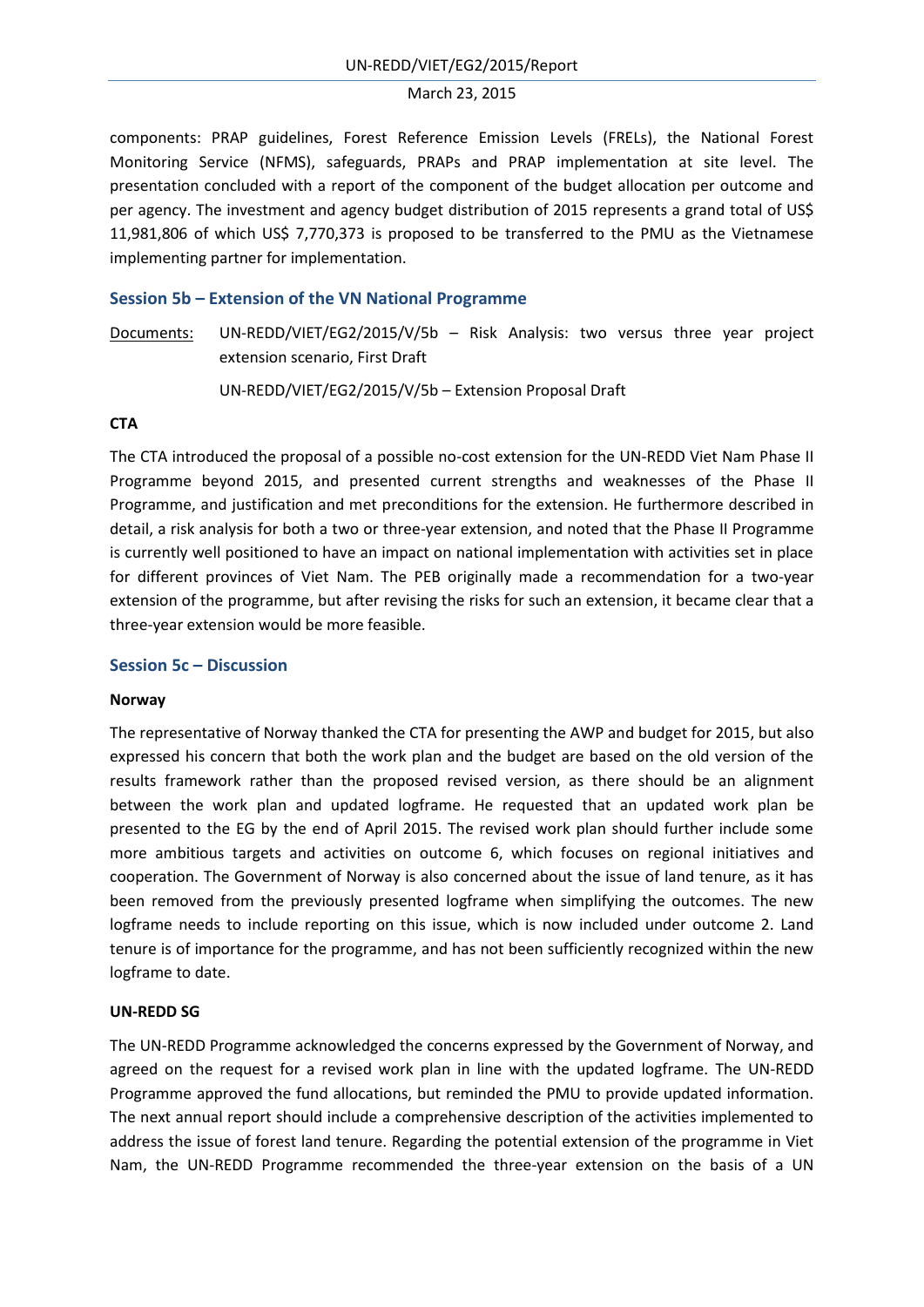components: PRAP guidelines, Forest Reference Emission Levels (FRELs), the National Forest Monitoring Service (NFMS), safeguards, PRAPs and PRAP implementation at site level. The presentation concluded with a report of the component of the budget allocation per outcome and per agency. The investment and agency budget distribution of 2015 represents a grand total of US$ 11,981,806 of which US$ 7,770,373 is proposed to be transferred to the PMU as the Vietnamese implementing partner for implementation.

### Session 5b – Extension of the VN National Programme

Documents: UN-REDD/VIET/EG2/2015/V/5b – Risk Analysis: two versus three year project extension scenario, First Draft

UN-REDD/VIET/EG2/2015/V/5b – Extension Proposal Draft

**CTA**

The CTA introduced the proposal of a possible no-cost extension for the UN-REDD Viet Nam Phase II Programme beyond 2015, and presented current strengths and weaknesses of the Phase II Programme, and justification and met preconditions for the extension. He furthermore described in detail, a risk analysis for both a two or three-year extension, and noted that the Phase II Programme is currently well positioned to have an impact on national implementation with activities set in place for different provinces of Viet Nam. The PEB originally made a recommendation for a two-year extension of the programme, but after revising the risks for such an extension, it became clear that a three-year extension would be more feasible.

### Session 5c – Discussion

**Norway**

The representative of Norway thanked the CTA for presenting the AWP and budget for 2015, but also expressed his concern that both the work plan and the budget are based on the old version of the results framework rather than the proposed revised version, as there should be an alignment between the work plan and updated logframe. He requested that an updated work plan be presented to the EG by the end of April 2015. The revised work plan should further include some more ambitious targets and activities on outcome 6, which focuses on regional initiatives and cooperation. The Government of Norway is also concerned about the issue of land tenure, as it has been removed from the previously presented logframe when simplifying the outcomes. The new logframe needs to include reporting on this issue, which is now included under outcome 2. Land tenure is of importance for the programme, and has not been sufficiently recognized within the new logframe to date.

**UN-REDD SG**

The UN-REDD Programme acknowledged the concerns expressed by the Government of Norway, and agreed on the request for a revised work plan in line with the updated logframe. The UN-REDD Programme approved the fund allocations, but reminded the PMU to provide updated information. The next annual report should include a comprehensive description of the activities implemented to address the issue of forest land tenure. Regarding the potential extension of the programme in Viet Nam, the UN-REDD Programme recommended the three-year extension on the basis of a UN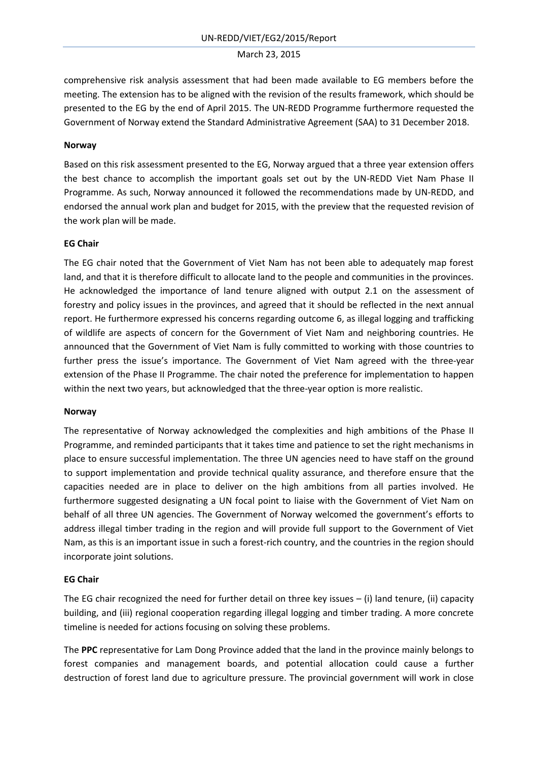comprehensive risk analysis assessment that had been made available to EG members before the meeting. The extension has to be aligned with the revision of the results framework, which should be presented to the EG by the end of April 2015. The UN-REDD Programme furthermore requested the Government of Norway extend the Standard Administrative Agreement (SAA) to 31 December 2018.

**Norway**

Based on this risk assessment presented to the EG, Norway argued that a three year extension offers the best chance to accomplish the important goals set out by the UN-REDD Viet Nam Phase II Programme. As such, Norway announced it followed the recommendations made by UN-REDD, and endorsed the annual work plan and budget for 2015, with the preview that the requested revision of the work plan will be made.

**EG Chair**

The EG chair noted that the Government of Viet Nam has not been able to adequately map forest land, and that it is therefore difficult to allocate land to the people and communities in the provinces. He acknowledged the importance of land tenure aligned with output 2.1 on the assessment of forestry and policy issues in the provinces, and agreed that it should be reflected in the next annual report. He furthermore expressed his concerns regarding outcome 6, as illegal logging and trafficking of wildlife are aspects of concern for the Government of Viet Nam and neighboring countries. He announced that the Government of Viet Nam is fully committed to working with those countries to further press the issue's importance. The Government of Viet Nam agreed with the three-year extension of the Phase II Programme. The chair noted the preference for implementation to happen within the next two years, but acknowledged that the three-year option is more realistic.

**Norway**

The representative of Norway acknowledged the complexities and high ambitions of the Phase II Programme, and reminded participants that it takes time and patience to set the right mechanisms in place to ensure successful implementation. The three UN agencies need to have staff on the ground to support implementation and provide technical quality assurance, and therefore ensure that the capacities needed are in place to deliver on the high ambitions from all parties involved. He furthermore suggested designating a UN focal point to liaise with the Government of Viet Nam on behalf of all three UN agencies. The Government of Norway welcomed the government's efforts to address illegal timber trading in the region and will provide full support to the Government of Viet Nam, as this is an important issue in such a forest-rich country, and the countries in the region should incorporate joint solutions.

**EG Chair**

The EG chair recognized the need for further detail on three key issues – (i) land tenure, (ii) capacity building, and (iii) regional cooperation regarding illegal logging and timber trading. A more concrete timeline is needed for actions focusing on solving these problems.

The **PPC** representative for Lam Dong Province added that the land in the province mainly belongs to forest companies and management boards, and potential allocation could cause a further destruction of forest land due to agriculture pressure. The provincial government will work in close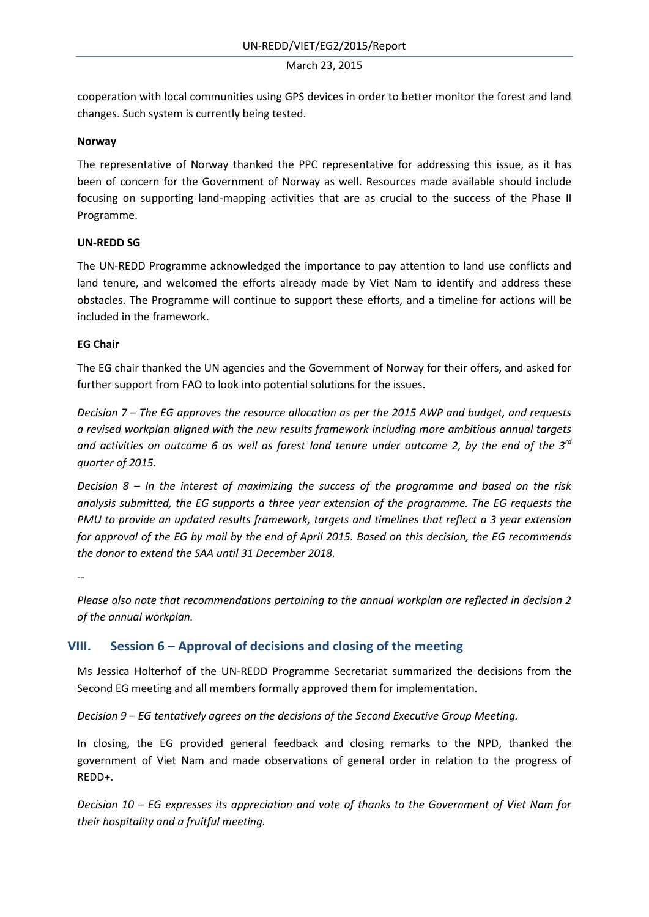cooperation with local communities using GPS devices in order to better monitor the forest and land changes. Such system is currently being tested.

**Norway**

The representative of Norway thanked the PPC representative for addressing this issue, as it has been of concern for the Government of Norway as well. Resources made available should include focusing on supporting land-mapping activities that are as crucial to the success of the Phase II Programme.

**UN-REDD SG**

The UN-REDD Programme acknowledged the importance to pay attention to land use conflicts and land tenure, and welcomed the efforts already made by Viet Nam to identify and address these obstacles. The Programme will continue to support these efforts, and a timeline for actions will be included in the framework.

**EG Chair**

The EG chair thanked the UN agencies and the Government of Norway for their offers, and asked for further support from FAO to look into potential solutions for the issues.

*Decision 7 – The EG approves the resource allocation as per the 2015 AWP and budget, and requests a revised workplan aligned with the new results framework including more ambitious annual targets and activities on outcome 6 as well as forest land tenure under outcome 2, by the end of the 3rd quarter of 2015.*

*Decision 8 – In the interest of maximizing the success of the programme and based on the risk analysis submitted, the EG supports a three year extension of the programme. The EG requests the PMU to provide an updated results framework, targets and timelines that reflect a 3 year extension for approval of the EG by mail by the end of April 2015. Based on this decision, the EG recommends the donor to extend the SAA until 31 December 2018.*

--

*Please also note that recommendations pertaining to the annual workplan are reflected in decision 2 of the annual workplan.*

## VIII. Session 6 – Approval of decisions and closing of the meeting

Ms Jessica Holterhof of the UN-REDD Programme Secretariat summarized the decisions from the Second EG meeting and all members formally approved them for implementation.

*Decision 9 – EG tentatively agrees on the decisions of the Second Executive Group Meeting.*

In closing, the EG provided general feedback and closing remarks to the NPD, thanked the government of Viet Nam and made observations of general order in relation to the progress of REDD+.

*Decision 10 – EG expresses its appreciation and vote of thanks to the Government of Viet Nam for their hospitality and a fruitful meeting.*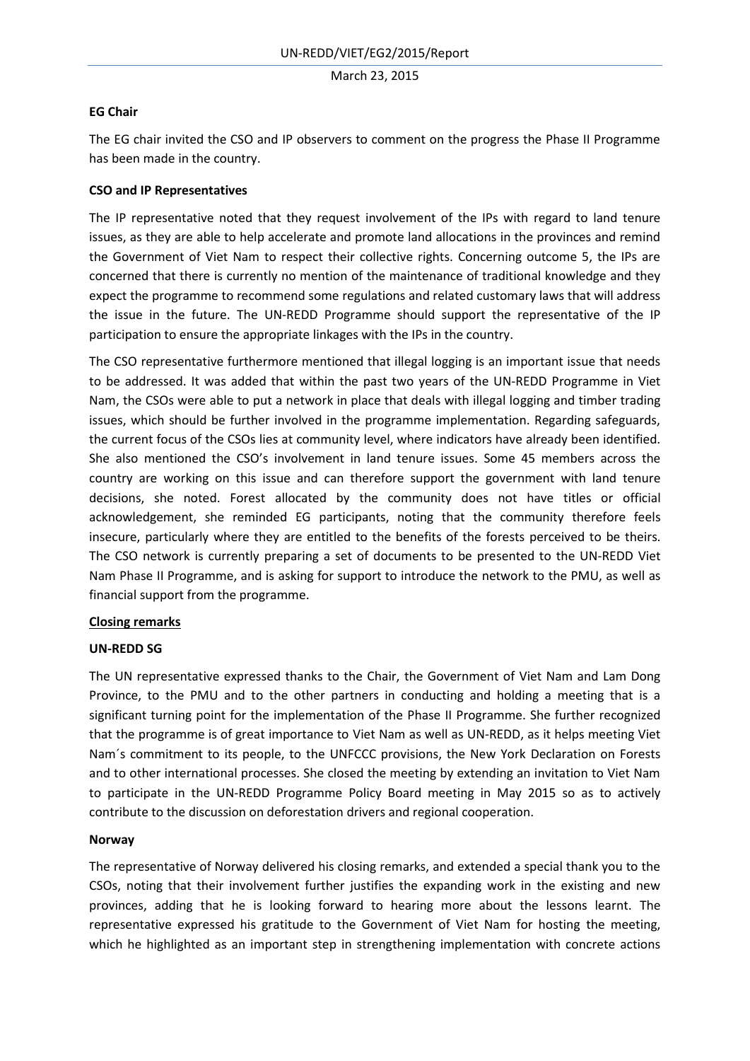**EG Chair**

The EG chair invited the CSO and IP observers to comment on the progress the Phase II Programme has been made in the country.

**CSO and IP Representatives**

The IP representative noted that they request involvement of the IPs with regard to land tenure issues, as they are able to help accelerate and promote land allocations in the provinces and remind the Government of Viet Nam to respect their collective rights. Concerning outcome 5, the IPs are concerned that there is currently no mention of the maintenance of traditional knowledge and they expect the programme to recommend some regulations and related customary laws that will address the issue in the future. The UN-REDD Programme should support the representative of the IP participation to ensure the appropriate linkages with the IPs in the country.

The CSO representative furthermore mentioned that illegal logging is an important issue that needs to be addressed. It was added that within the past two years of the UN-REDD Programme in Viet Nam, the CSOs were able to put a network in place that deals with illegal logging and timber trading issues, which should be further involved in the programme implementation. Regarding safeguards, the current focus of the CSOs lies at community level, where indicators have already been identified. She also mentioned the CSO's involvement in land tenure issues. Some 45 members across the country are working on this issue and can therefore support the government with land tenure decisions, she noted. Forest allocated by the community does not have titles or official acknowledgement, she reminded EG participants, noting that the community therefore feels insecure, particularly where they are entitled to the benefits of the forests perceived to be theirs. The CSO network is currently preparing a set of documents to be presented to the UN-REDD Viet Nam Phase II Programme, and is asking for support to introduce the network to the PMU, as well as financial support from the programme.

**Closing remarks**

**UN-REDD SG**

The UN representative expressed thanks to the Chair, the Government of Viet Nam and Lam Dong Province, to the PMU and to the other partners in conducting and holding a meeting that is a significant turning point for the implementation of the Phase II Programme. She further recognized that the programme is of great importance to Viet Nam as well as UN-REDD, as it helps meeting Viet Nam´s commitment to its people, to the UNFCCC provisions, the New York Declaration on Forests and to other international processes. She closed the meeting by extending an invitation to Viet Nam to participate in the UN-REDD Programme Policy Board meeting in May 2015 so as to actively contribute to the discussion on deforestation drivers and regional cooperation.

**Norway**

The representative of Norway delivered his closing remarks, and extended a special thank you to the CSOs, noting that their involvement further justifies the expanding work in the existing and new provinces, adding that he is looking forward to hearing more about the lessons learnt. The representative expressed his gratitude to the Government of Viet Nam for hosting the meeting, which he highlighted as an important step in strengthening implementation with concrete actions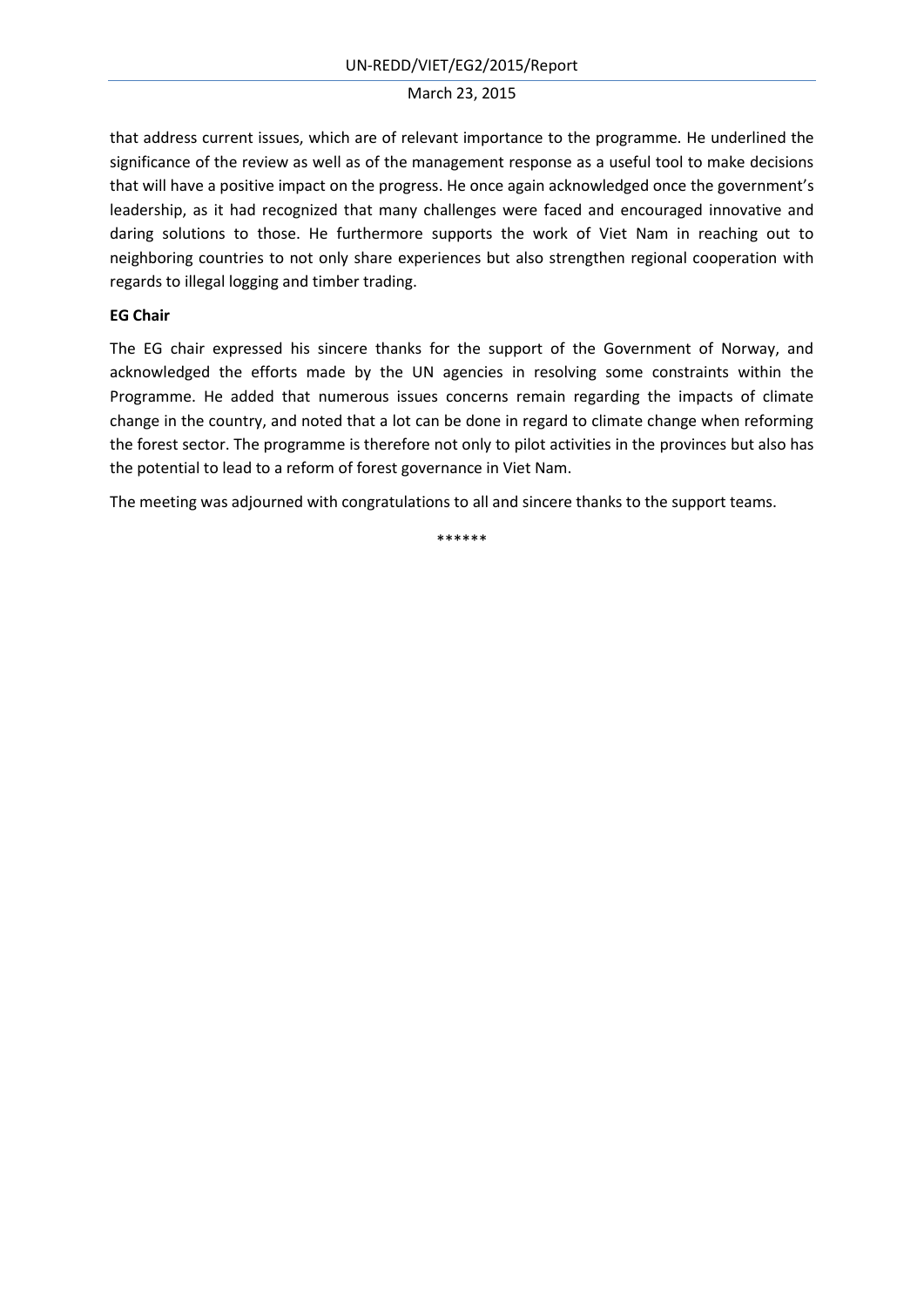that address current issues, which are of relevant importance to the programme. He underlined the significance of the review as well as of the management response as a useful tool to make decisions that will have a positive impact on the progress. He once again acknowledged once the government's leadership, as it had recognized that many challenges were faced and encouraged innovative and daring solutions to those. He furthermore supports the work of Viet Nam in reaching out to neighboring countries to not only share experiences but also strengthen regional cooperation with regards to illegal logging and timber trading.

**EG Chair**

The EG chair expressed his sincere thanks for the support of the Government of Norway, and acknowledged the efforts made by the UN agencies in resolving some constraints within the Programme. He added that numerous issues concerns remain regarding the impacts of climate change in the country, and noted that a lot can be done in regard to climate change when reforming the forest sector. The programme is therefore not only to pilot activities in the provinces but also has the potential to lead to a reform of forest governance in Viet Nam.

The meeting was adjourned with congratulations to all and sincere thanks to the support teams.

******